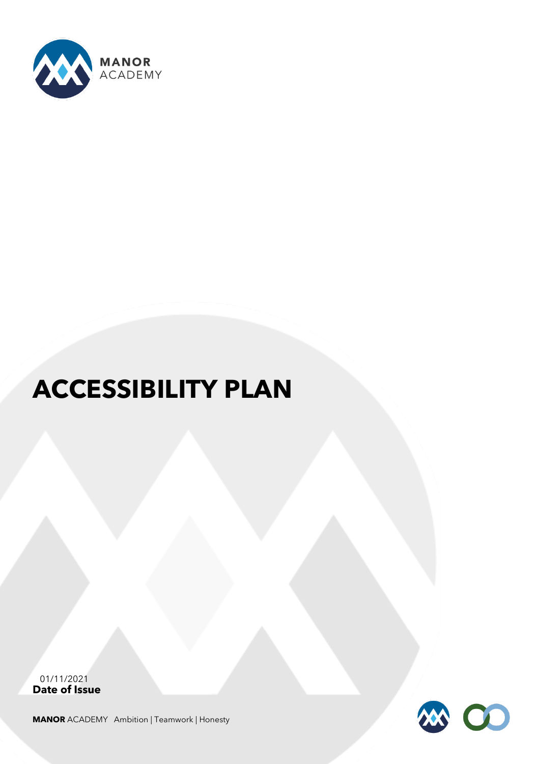**MANOR**
ACADEMY

# ACCESSIBILITY PLAN

01/11/2021
**Date of Issue**

**MANOR** ACADEMY Ambition | Teamwork | Honesty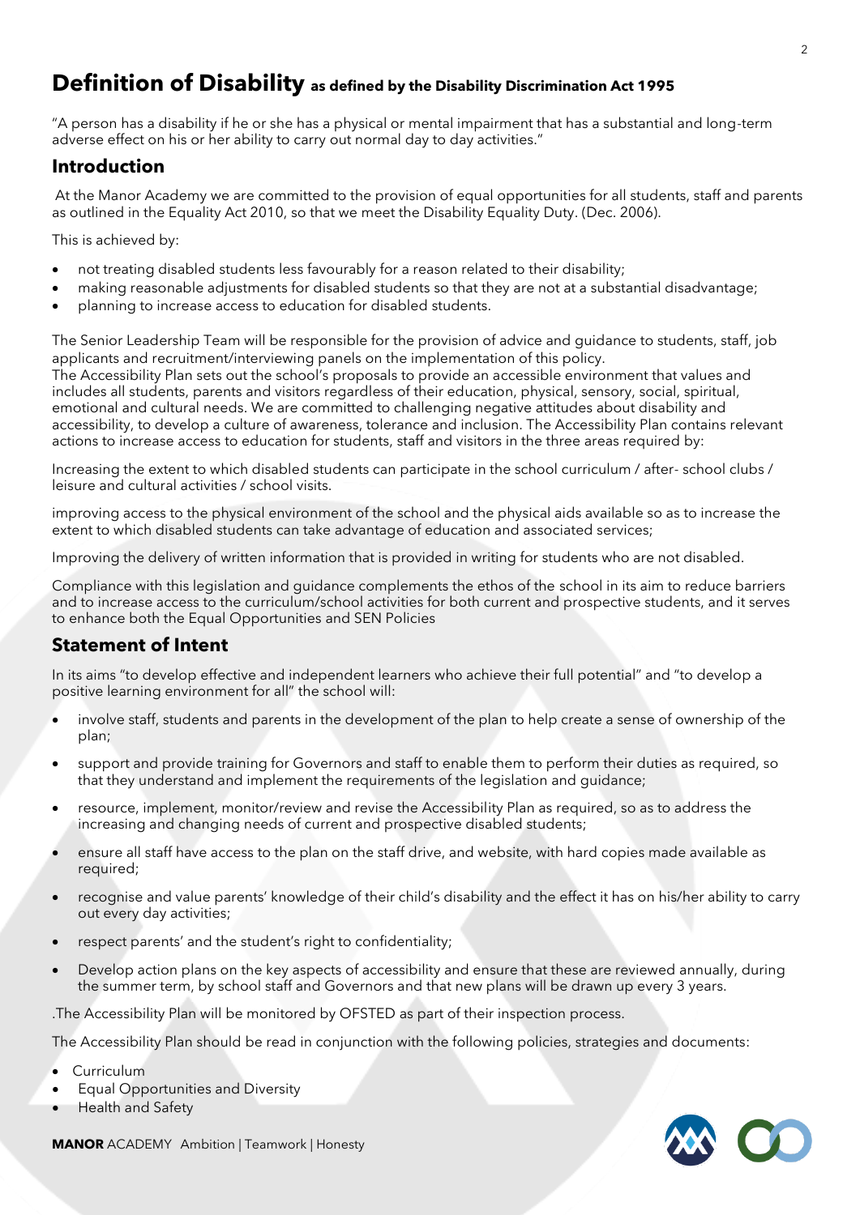# Definition of Disability as defined by the Disability Discrimination Act 1995

"A person has a disability if he or she has a physical or mental impairment that has a substantial and long-term adverse effect on his or her ability to carry out normal day to day activities."

## Introduction

At the Manor Academy we are committed to the provision of equal opportunities for all students, staff and parents as outlined in the Equality Act 2010, so that we meet the Disability Equality Duty. (Dec. 2006).

This is achieved by:

- not treating disabled students less favourably for a reason related to their disability;
- making reasonable adjustments for disabled students so that they are not at a substantial disadvantage;
- planning to increase access to education for disabled students.

The Senior Leadership Team will be responsible for the provision of advice and guidance to students, staff, job applicants and recruitment/interviewing panels on the implementation of this policy.
The Accessibility Plan sets out the school's proposals to provide an accessible environment that values and includes all students, parents and visitors regardless of their education, physical, sensory, social, spiritual, emotional and cultural needs. We are committed to challenging negative attitudes about disability and accessibility, to develop a culture of awareness, tolerance and inclusion. The Accessibility Plan contains relevant actions to increase access to education for students, staff and visitors in the three areas required by:

Increasing the extent to which disabled students can participate in the school curriculum / after- school clubs / leisure and cultural activities / school visits.

improving access to the physical environment of the school and the physical aids available so as to increase the extent to which disabled students can take advantage of education and associated services;

Improving the delivery of written information that is provided in writing for students who are not disabled.

Compliance with this legislation and guidance complements the ethos of the school in its aim to reduce barriers and to increase access to the curriculum/school activities for both current and prospective students, and it serves to enhance both the Equal Opportunities and SEN Policies

## Statement of Intent

In its aims "to develop effective and independent learners who achieve their full potential" and "to develop a positive learning environment for all" the school will:

- involve staff, students and parents in the development of the plan to help create a sense of ownership of the plan;
- support and provide training for Governors and staff to enable them to perform their duties as required, so that they understand and implement the requirements of the legislation and guidance;
- resource, implement, monitor/review and revise the Accessibility Plan as required, so as to address the increasing and changing needs of current and prospective disabled students;
- ensure all staff have access to the plan on the staff drive, and website, with hard copies made available as required;
- recognise and value parents' knowledge of their child's disability and the effect it has on his/her ability to carry out every day activities;
- respect parents' and the student's right to confidentiality;
- Develop action plans on the key aspects of accessibility and ensure that these are reviewed annually, during the summer term, by school staff and Governors and that new plans will be drawn up every 3 years.

.The Accessibility Plan will be monitored by OFSTED as part of their inspection process.

The Accessibility Plan should be read in conjunction with the following policies, strategies and documents:

- Curriculum
- Equal Opportunities and Diversity
- Health and Safety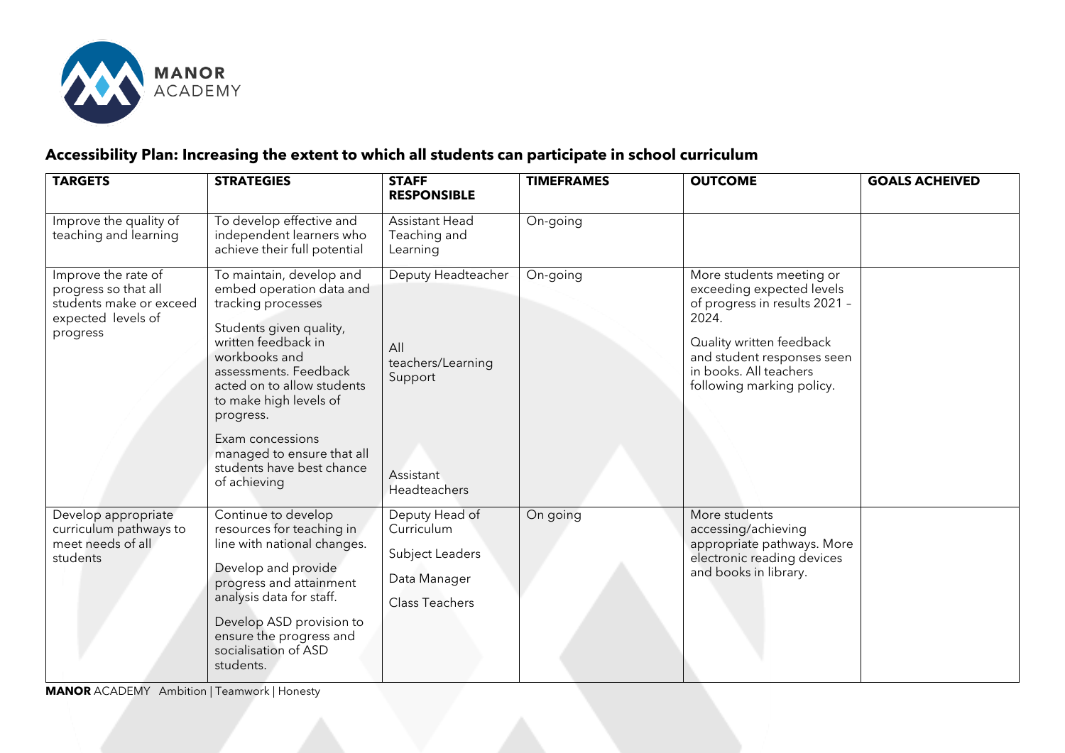## Accessibility Plan: Increasing the extent to which all students can participate in school curriculum

| TARGETS | STRATEGIES | STAFF RESPONSIBLE | TIMEFRAMES | OUTCOME | GOALS ACHEIVED |
|---|---|---|---|---|---|
| Improve the quality of teaching and learning | To develop effective and independent learners who achieve their full potential | Assistant Head Teaching and Learning | On-going | | |
| Improve the rate of progress so that all students make or exceed expected levels of progress | To maintain, develop and embed operation data and tracking processes<br><br>Students given quality, written feedback in workbooks and assessments. Feedback acted on to allow students to make high levels of progress.<br><br>Exam concessions managed to ensure that all students have best chance of achieving | Deputy Headteacher<br><br>All teachers/Learning Support<br><br>Assistant Headteachers | On-going | More students meeting or exceeding expected levels of progress in results 2021 – 2024.<br><br>Quality written feedback and student responses seen in books. All teachers following marking policy. | |
| Develop appropriate curriculum pathways to meet needs of all students | Continue to develop resources for teaching in line with national changes.<br><br>Develop and provide progress and attainment analysis data for staff.<br><br>Develop ASD provision to ensure the progress and socialisation of ASD students. | Deputy Head of Curriculum<br><br>Subject Leaders<br><br>Data Manager<br><br>Class Teachers | On going | More students accessing/achieving appropriate pathways. More electronic reading devices and books in library. | |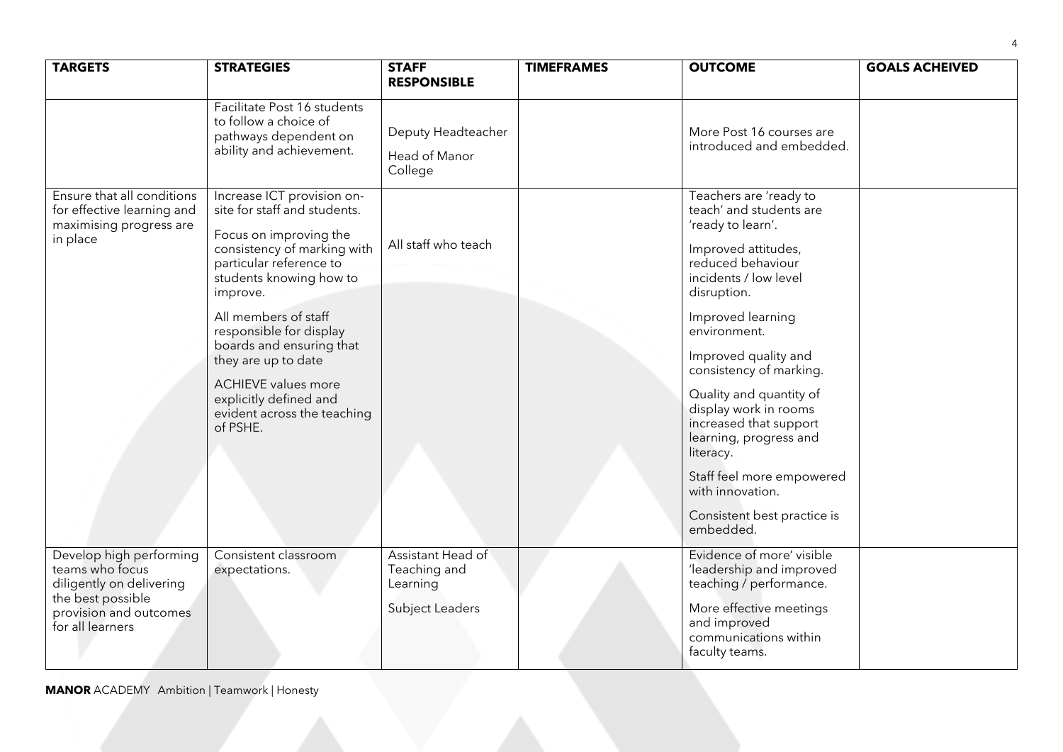| TARGETS | STRATEGIES | STAFF RESPONSIBLE | TIMEFRAMES | OUTCOME | GOALS ACHEIVED |
|---|---|---|---|---|---|
| | Facilitate Post 16 students to follow a choice of pathways dependent on ability and achievement. | Deputy Headteacher<br><br>Head of Manor College | | More Post 16 courses are introduced and embedded. | |
| Ensure that all conditions for effective learning and maximising progress are in place | Increase ICT provision on-site for staff and students.<br><br>Focus on improving the consistency of marking with particular reference to students knowing how to improve.<br><br>All members of staff responsible for display boards and ensuring that they are up to date<br><br>ACHIEVE values more explicitly defined and evident across the teaching of PSHE. | All staff who teach | | Teachers are 'ready to teach' and students are 'ready to learn'.<br><br>Improved attitudes, reduced behaviour incidents / low level disruption.<br><br>Improved learning environment.<br><br>Improved quality and consistency of marking.<br><br>Quality and quantity of display work in rooms increased that support learning, progress and literacy.<br><br>Staff feel more empowered with innovation.<br><br>Consistent best practice is embedded. | |
| Develop high performing teams who focus diligently on delivering the best possible provision and outcomes for all learners | Consistent classroom expectations. | Assistant Head of Teaching and Learning<br><br>Subject Leaders | | Evidence of more' visible 'leadership and improved teaching / performance.<br><br>More effective meetings and improved communications within faculty teams. | |

**MANOR** ACADEMY Ambition | Teamwork | Honesty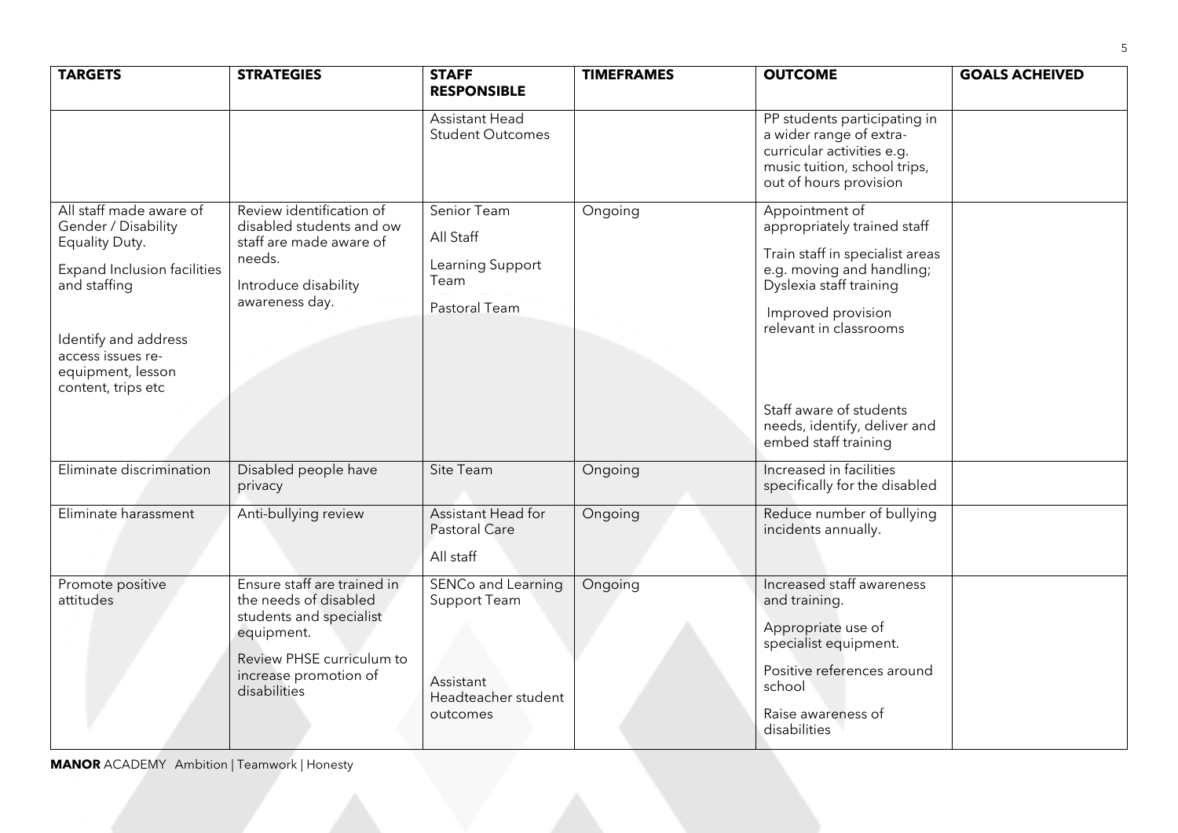| TARGETS | STRATEGIES | STAFF RESPONSIBLE | TIMEFRAMES | OUTCOME | GOALS ACHEIVED |
|---|---|---|---|---|---|
| | | Assistant Head Student Outcomes | | PP students participating in a wider range of extra-curricular activities e.g. music tuition, school trips, out of hours provision | |
| All staff made aware of Gender / Disability Equality Duty.<br><br>Expand Inclusion facilities and staffing<br><br>Identify and address access issues re-equipment, lesson content, trips etc | Review identification of disabled students and ow staff are made aware of needs.<br><br>Introduce disability awareness day. | Senior Team<br><br>All Staff<br><br>Learning Support Team<br><br>Pastoral Team | Ongoing | Appointment of appropriately trained staff<br><br>Train staff in specialist areas e.g. moving and handling; Dyslexia staff training<br><br>Improved provision relevant in classrooms<br><br>Staff aware of students needs, identify, deliver and embed staff training | |
| Eliminate discrimination | Disabled people have privacy | Site Team | Ongoing | Increased in facilities specifically for the disabled | |
| Eliminate harassment | Anti-bullying review | Assistant Head for Pastoral Care<br><br>All staff | Ongoing | Reduce number of bullying incidents annually. | |
| Promote positive attitudes | Ensure staff are trained in the needs of disabled students and specialist equipment.<br><br>Review PHSE curriculum to increase promotion of disabilities | SENCo and Learning Support Team<br><br>Assistant Headteacher student outcomes | Ongoing | Increased staff awareness and training.<br><br>Appropriate use of specialist equipment.<br><br>Positive references around school<br><br>Raise awareness of disabilities | |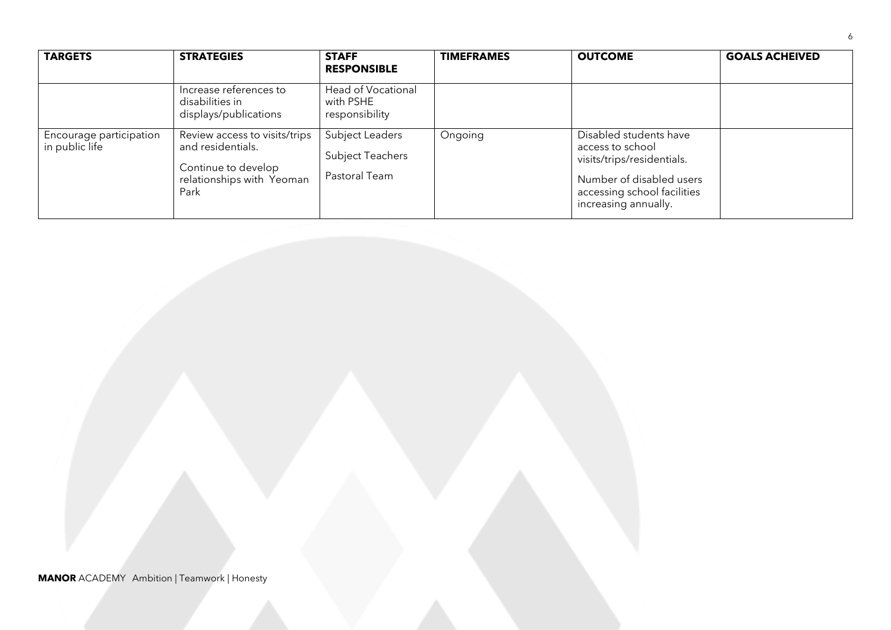| TARGETS | STRATEGIES | STAFF RESPONSIBLE | TIMEFRAMES | OUTCOME | GOALS ACHEIVED |
|---|---|---|---|---|---|
| | Increase references to disabilities in displays/publications | Head of Vocational with PSHE responsibility | | | |
| Encourage participation in public life | Review access to visits/trips and residentials.<br><br>Continue to develop relationships with Yeoman Park | Subject Leaders<br><br>Subject Teachers<br><br>Pastoral Team | Ongoing | Disabled students have access to school visits/trips/residentials.<br><br>Number of disabled users accessing school facilities increasing annually. | |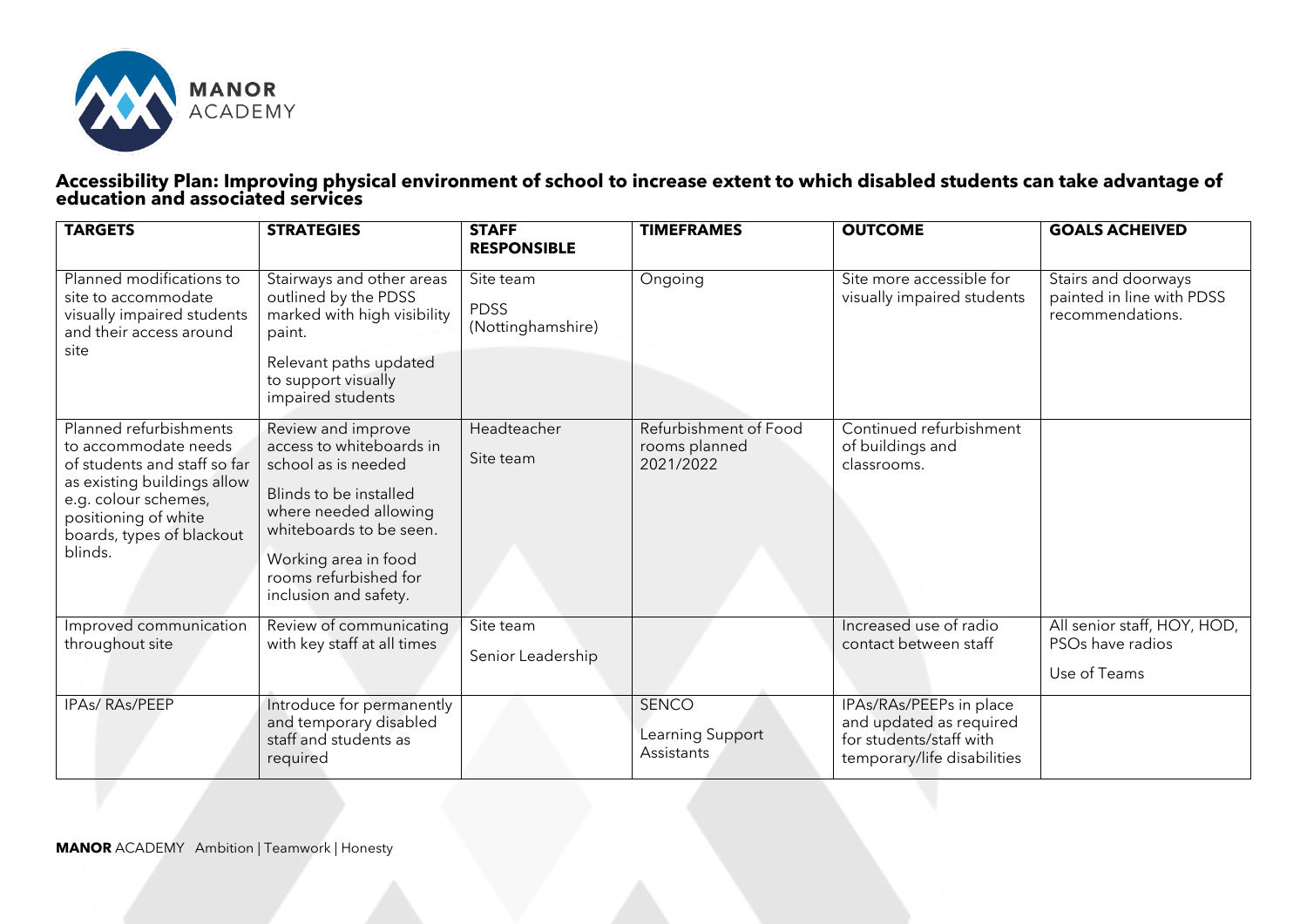**Accessibility Plan: Improving physical environment of school to increase extent to which disabled students can take advantage of education and associated services**

| TARGETS | STRATEGIES | STAFF RESPONSIBLE | TIMEFRAMES | OUTCOME | GOALS ACHEIVED |
|---|---|---|---|---|---|
| Planned modifications to site to accommodate visually impaired students and their access around site | Stairways and other areas outlined by the PDSS marked with high visibility paint.<br>Relevant paths updated to support visually impaired students | Site team<br>PDSS (Nottinghamshire) | Ongoing | Site more accessible for visually impaired students | Stairs and doorways painted in line with PDSS recommendations. |
| Planned refurbishments to accommodate needs of students and staff so far as existing buildings allow e.g. colour schemes, positioning of white boards, types of blackout blinds. | Review and improve access to whiteboards in school as is needed<br>Blinds to be installed where needed allowing whiteboards to be seen.<br>Working area in food rooms refurbished for inclusion and safety. | Headteacher<br>Site team | Refurbishment of Food rooms planned 2021/2022 | Continued refurbishment of buildings and classrooms. | |
| Improved communication throughout site | Review of communicating with key staff at all times | Site team<br>Senior Leadership | | Increased use of radio contact between staff | All senior staff, HOY, HOD, PSOs have radios<br>Use of Teams |
| IPAs/ RAs/PEEP | Introduce for permanently and temporary disabled staff and students as required | | SENCO<br>Learning Support Assistants | IPAs/RAs/PEEPs in place and updated as required for students/staff with temporary/life disabilities | |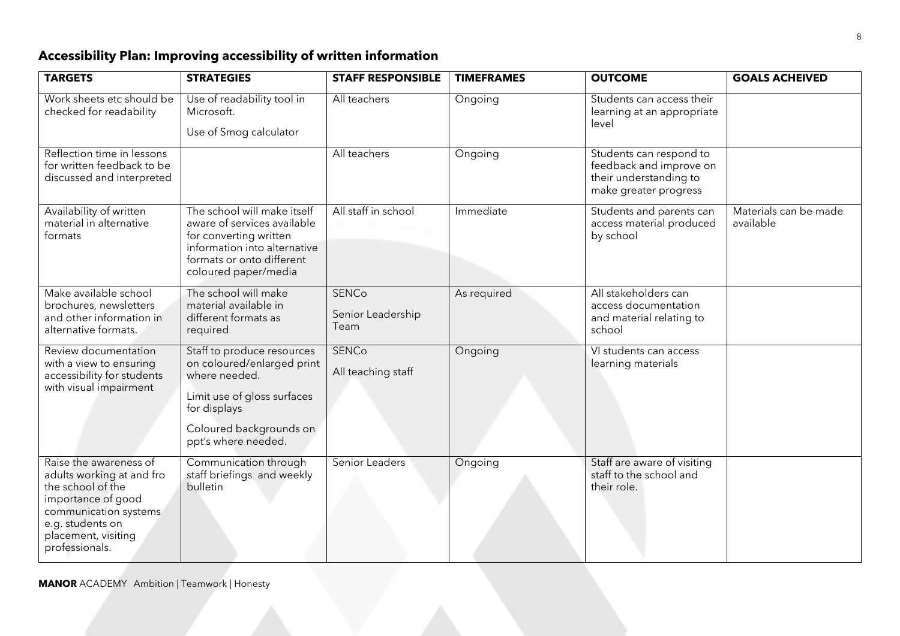## Accessibility Plan: Improving accessibility of written information

| TARGETS | STRATEGIES | STAFF RESPONSIBLE | TIMEFRAMES | OUTCOME | GOALS ACHEIVED |
|---|---|---|---|---|---|
| Work sheets etc should be checked for readability | Use of readability tool in Microsoft.<br>Use of Smog calculator | All teachers | Ongoing | Students can access their learning at an appropriate level | |
| Reflection time in lessons for written feedback to be discussed and interpreted | | All teachers | Ongoing | Students can respond to feedback and improve on their understanding to make greater progress | |
| Availability of written material in alternative formats | The school will make itself aware of services available for converting written information into alternative formats or onto different coloured paper/media | All staff in school | Immediate | Students and parents can access material produced by school | Materials can be made available |
| Make available school brochures, newsletters and other information in alternative formats. | The school will make material available in different formats as required | SENCo<br>Senior Leadership Team | As required | All stakeholders can access documentation and material relating to school | |
| Review documentation with a view to ensuring accessibility for students with visual impairment | Staff to produce resources on coloured/enlarged print where needed.<br>Limit use of gloss surfaces for displays<br>Coloured backgrounds on ppt's where needed. | SENCo<br>All teaching staff | Ongoing | VI students can access learning materials | |
| Raise the awareness of adults working at and fro the school of the importance of good communication systems e.g. students on placement, visiting professionals. | Communication through staff briefings and weekly bulletin | Senior Leaders | Ongoing | Staff are aware of visiting staff to the school and their role. | |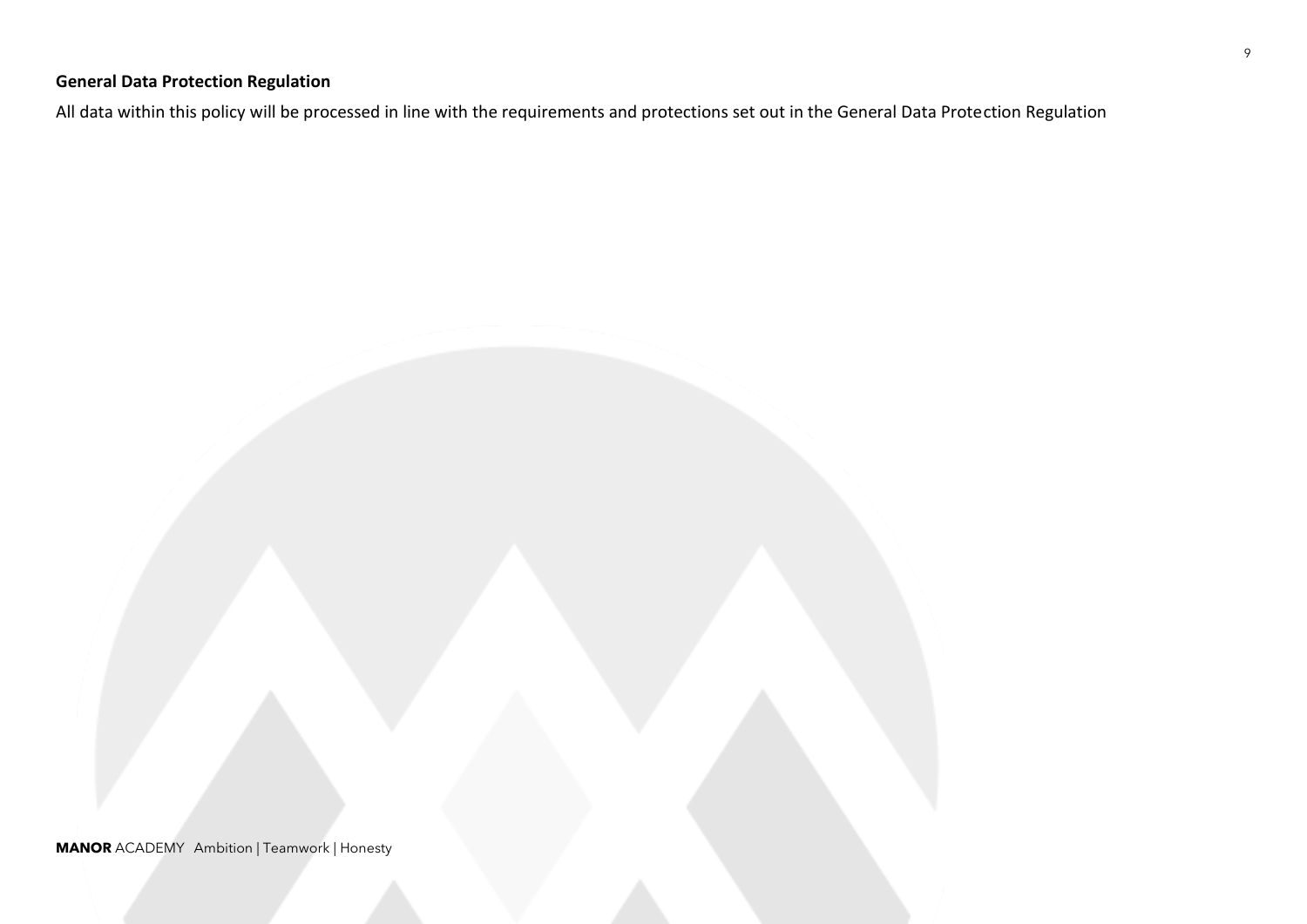**General Data Protection Regulation**

All data within this policy will be processed in line with the requirements and protections set out in the General Data Protection Regulation